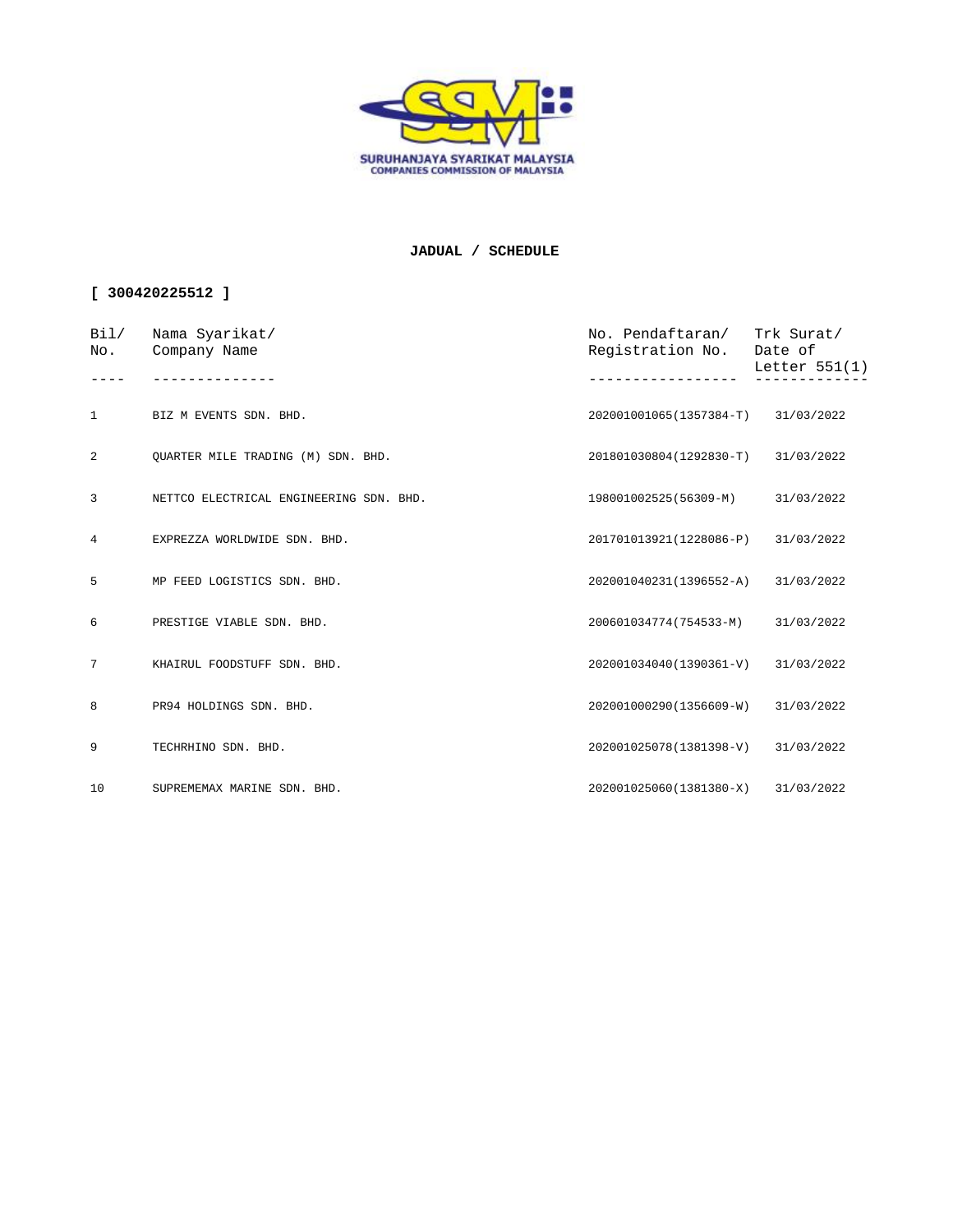SURUHANJAYA SYARIKAT MALAYSIA
COMPANIES COMMISSION OF MALAYSIA

**JADUAL / SCHEDULE**

**[ 300420225512 ]**

| Bil/ No. | Nama Syarikat/ Company Name | No. Pendaftaran/ Registration No. | Trk Surat/ Date of Letter 551(1) |
|---|---|---|---|
| 1 | BIZ M EVENTS SDN. BHD. | 202001001065(1357384-T) | 31/03/2022 |
| 2 | QUARTER MILE TRADING (M) SDN. BHD. | 201801030804(1292830-T) | 31/03/2022 |
| 3 | NETTCO ELECTRICAL ENGINEERING SDN. BHD. | 198001002525(56309-M) | 31/03/2022 |
| 4 | EXPREZZA WORLDWIDE SDN. BHD. | 201701013921(1228086-P) | 31/03/2022 |
| 5 | MP FEED LOGISTICS SDN. BHD. | 202001040231(1396552-A) | 31/03/2022 |
| 6 | PRESTIGE VIABLE SDN. BHD. | 200601034774(754533-M) | 31/03/2022 |
| 7 | KHAIRUL FOODSTUFF SDN. BHD. | 202001034040(1390361-V) | 31/03/2022 |
| 8 | PR94 HOLDINGS SDN. BHD. | 202001000290(1356609-W) | 31/03/2022 |
| 9 | TECHRHINO SDN. BHD. | 202001025078(1381398-V) | 31/03/2022 |
| 10 | SUPREMEMAX MARINE SDN. BHD. | 202001025060(1381380-X) | 31/03/2022 |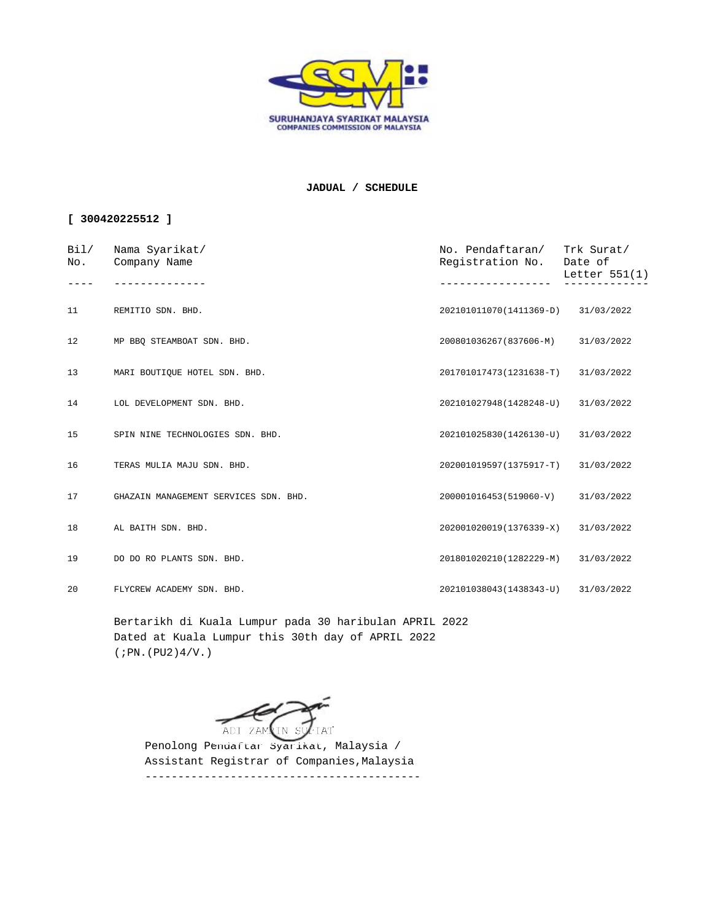SURUHANJAYA SYARIKAT MALAYSIA
COMPANIES COMMISSION OF MALAYSIA

**JADUAL / SCHEDULE**

**[ 300420225512 ]**

| Bil/ No. | Nama Syarikat/ Company Name | No. Pendaftaran/ Registration No. | Trk Surat/ Date of Letter 551(1) |
|---|---|---|---|
| 11 | REMITIO SDN. BHD. | 202101011070(1411369-D) | 31/03/2022 |
| 12 | MP BBQ STEAMBOAT SDN. BHD. | 200801036267(837606-M) | 31/03/2022 |
| 13 | MARI BOUTIQUE HOTEL SDN. BHD. | 201701017473(1231638-T) | 31/03/2022 |
| 14 | LOL DEVELOPMENT SDN. BHD. | 202101027948(1428248-U) | 31/03/2022 |
| 15 | SPIN NINE TECHNOLOGIES SDN. BHD. | 202101025830(1426130-U) | 31/03/2022 |
| 16 | TERAS MULIA MAJU SDN. BHD. | 202001019597(1375917-T) | 31/03/2022 |
| 17 | GHAZAIN MANAGEMENT SERVICES SDN. BHD. | 200001016453(519060-V) | 31/03/2022 |
| 18 | AL BAITH SDN. BHD. | 202001020019(1376339-X) | 31/03/2022 |
| 19 | DO DO RO PLANTS SDN. BHD. | 201801020210(1282229-M) | 31/03/2022 |
| 20 | FLYCREW ACADEMY SDN. BHD. | 202101038043(1438343-U) | 31/03/2022 |

Bertarikh di Kuala Lumpur pada 30 haribulan APRIL 2022
Dated at Kuala Lumpur this 30th day of APRIL 2022
(;PN.(PU2)4/V.)

ADI ZAMRIN SURIAT
Penolong Pendaftar Syarikat, Malaysia /
Assistant Registrar of Companies,Malaysia